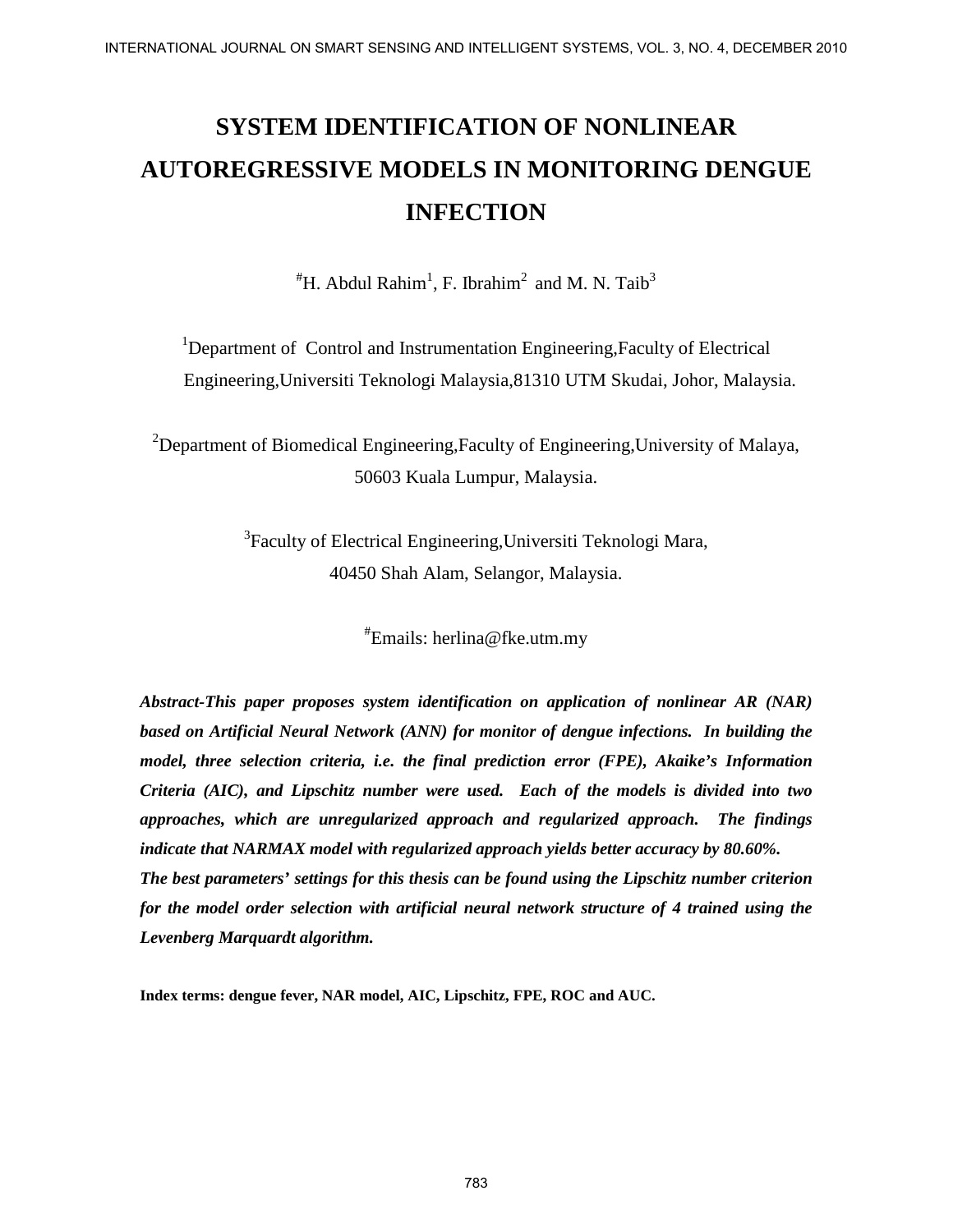# SYSTEM IDENTIFICATION OF NONLINEAR AUTOREGRESSIVE MODELS IN MONITORING DENGUE INFECTION

[#]H. Abdul Rahim[1], F. Ibrahim[2] and M. N. Taib[3]

[1]Department of Control and Instrumentation Engineering,Faculty of Electrical Engineering,Universiti Teknologi Malaysia,81310 UTM Skudai, Johor, Malaysia.

[2]Department of Biomedical Engineering,Faculty of Engineering,University of Malaya, 50603 Kuala Lumpur, Malaysia.

[3]Faculty of Electrical Engineering,Universiti Teknologi Mara, 40450 Shah Alam, Selangor, Malaysia.

[#]Emails: herlina@fke.utm.my

***Abstract-This paper proposes system identification on application of nonlinear AR (NAR) based on Artificial Neural Network (ANN) for monitor of dengue infections. In building the model, three selection criteria, i.e. the final prediction error (FPE), Akaike's Information Criteria (AIC), and Lipschitz number were used. Each of the models is divided into two approaches, which are unregularized approach and regularized approach. The findings indicate that NARMAX model with regularized approach yields better accuracy by 80.60%.***

***The best parameters' settings for this thesis can be found using the Lipschitz number criterion for the model order selection with artificial neural network structure of 4 trained using the Levenberg Marquardt algorithm.***

**Index terms: dengue fever, NAR model, AIC, Lipschitz, FPE, ROC and AUC.**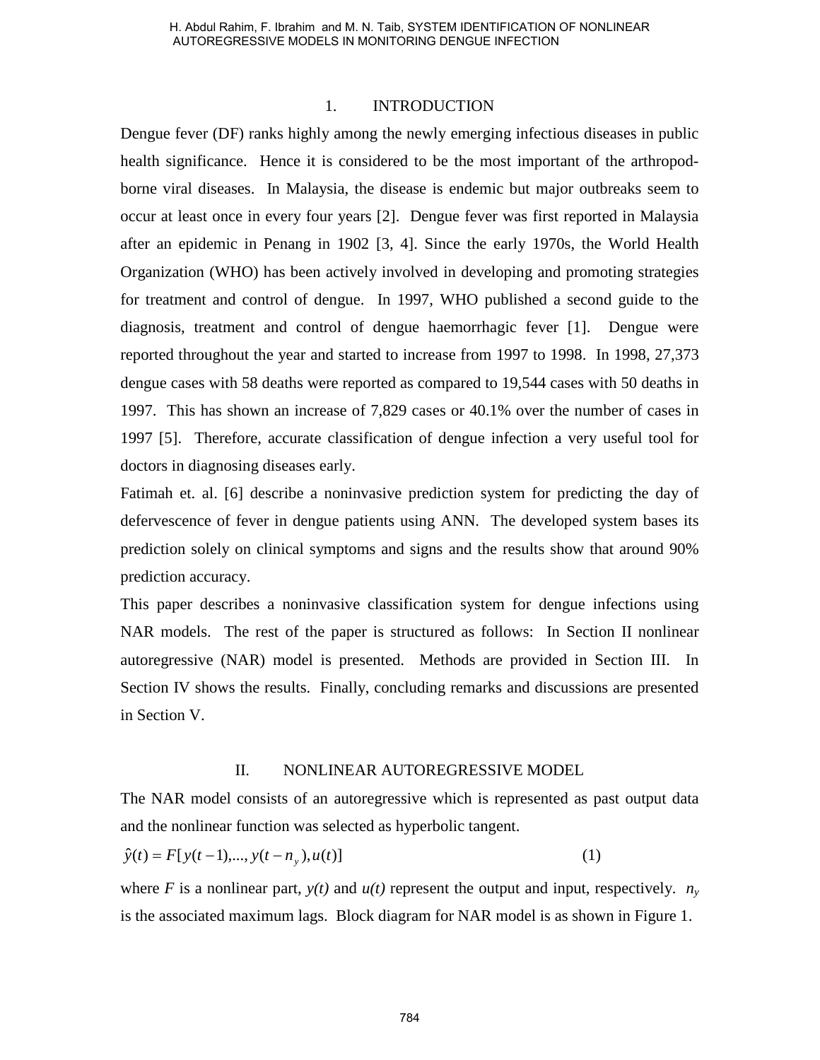## 1. INTRODUCTION

Dengue fever (DF) ranks highly among the newly emerging infectious diseases in public health significance. Hence it is considered to be the most important of the arthropod-borne viral diseases. In Malaysia, the disease is endemic but major outbreaks seem to occur at least once in every four years [2]. Dengue fever was first reported in Malaysia after an epidemic in Penang in 1902 [3, 4]. Since the early 1970s, the World Health Organization (WHO) has been actively involved in developing and promoting strategies for treatment and control of dengue. In 1997, WHO published a second guide to the diagnosis, treatment and control of dengue haemorrhagic fever [1]. Dengue were reported throughout the year and started to increase from 1997 to 1998. In 1998, 27,373 dengue cases with 58 deaths were reported as compared to 19,544 cases with 50 deaths in 1997. This has shown an increase of 7,829 cases or 40.1% over the number of cases in 1997 [5]. Therefore, accurate classification of dengue infection a very useful tool for doctors in diagnosing diseases early.

Fatimah et. al. [6] describe a noninvasive prediction system for predicting the day of defervescence of fever in dengue patients using ANN. The developed system bases its prediction solely on clinical symptoms and signs and the results show that around 90% prediction accuracy.

This paper describes a noninvasive classification system for dengue infections using NAR models. The rest of the paper is structured as follows: In Section II nonlinear autoregressive (NAR) model is presented. Methods are provided in Section III. In Section IV shows the results. Finally, concluding remarks and discussions are presented in Section V.

## II. NONLINEAR AUTOREGRESSIVE MODEL

The NAR model consists of an autoregressive which is represented as past output data and the nonlinear function was selected as hyperbolic tangent.

$$\hat{y}(t) = F[y(t-1),...,y(t-n_y),u(t)] \qquad (1)$$

where $F$ is a nonlinear part, $y(t)$ and $u(t)$ represent the output and input, respectively. $n_y$ is the associated maximum lags. Block diagram for NAR model is as shown in Figure 1.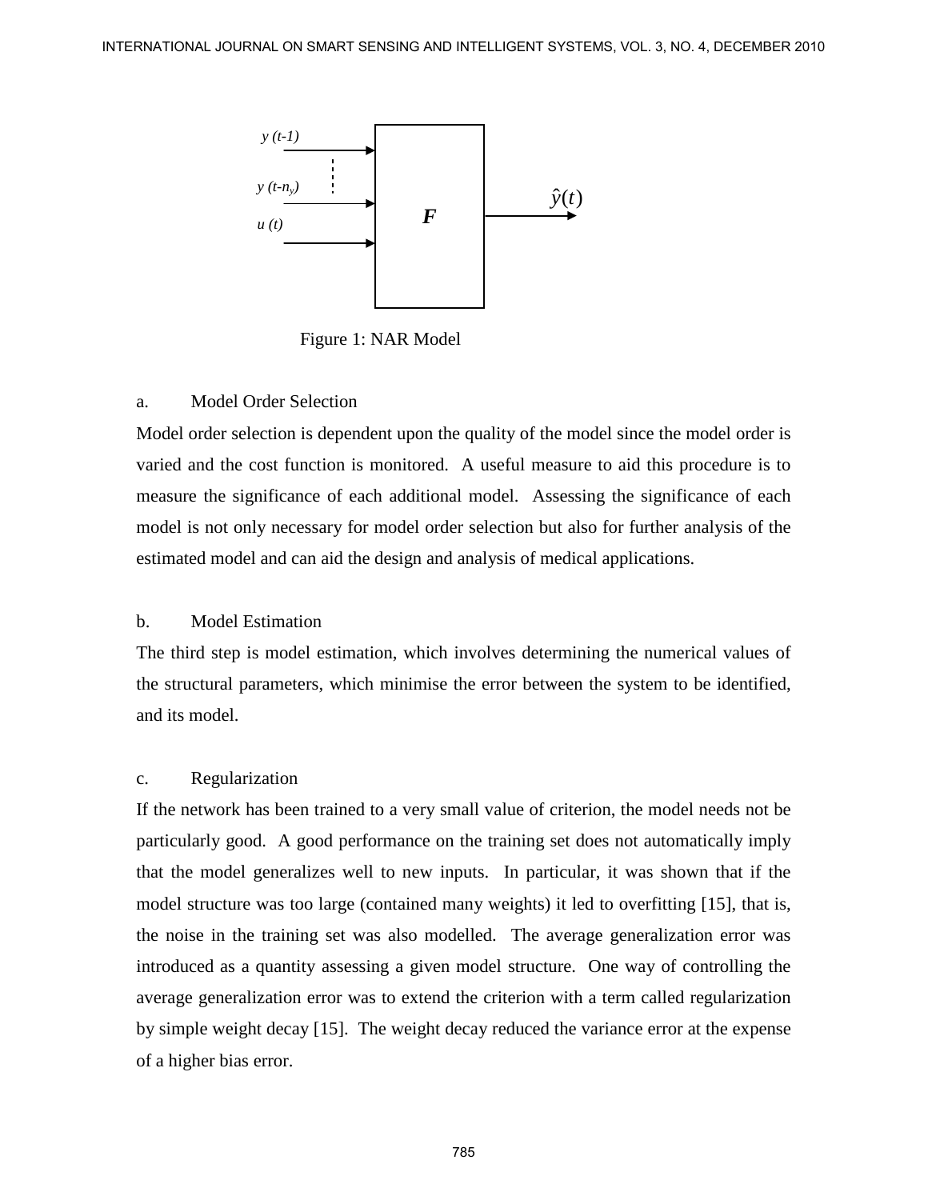Figure 1: NAR Model

a. Model Order Selection

Model order selection is dependent upon the quality of the model since the model order is varied and the cost function is monitored. A useful measure to aid this procedure is to measure the significance of each additional model. Assessing the significance of each model is not only necessary for model order selection but also for further analysis of the estimated model and can aid the design and analysis of medical applications.

b. Model Estimation

The third step is model estimation, which involves determining the numerical values of the structural parameters, which minimise the error between the system to be identified, and its model.

c. Regularization

If the network has been trained to a very small value of criterion, the model needs not be particularly good. A good performance on the training set does not automatically imply that the model generalizes well to new inputs. In particular, it was shown that if the model structure was too large (contained many weights) it led to overfitting [15], that is, the noise in the training set was also modelled. The average generalization error was introduced as a quantity assessing a given model structure. One way of controlling the average generalization error was to extend the criterion with a term called regularization by simple weight decay [15]. The weight decay reduced the variance error at the expense of a higher bias error.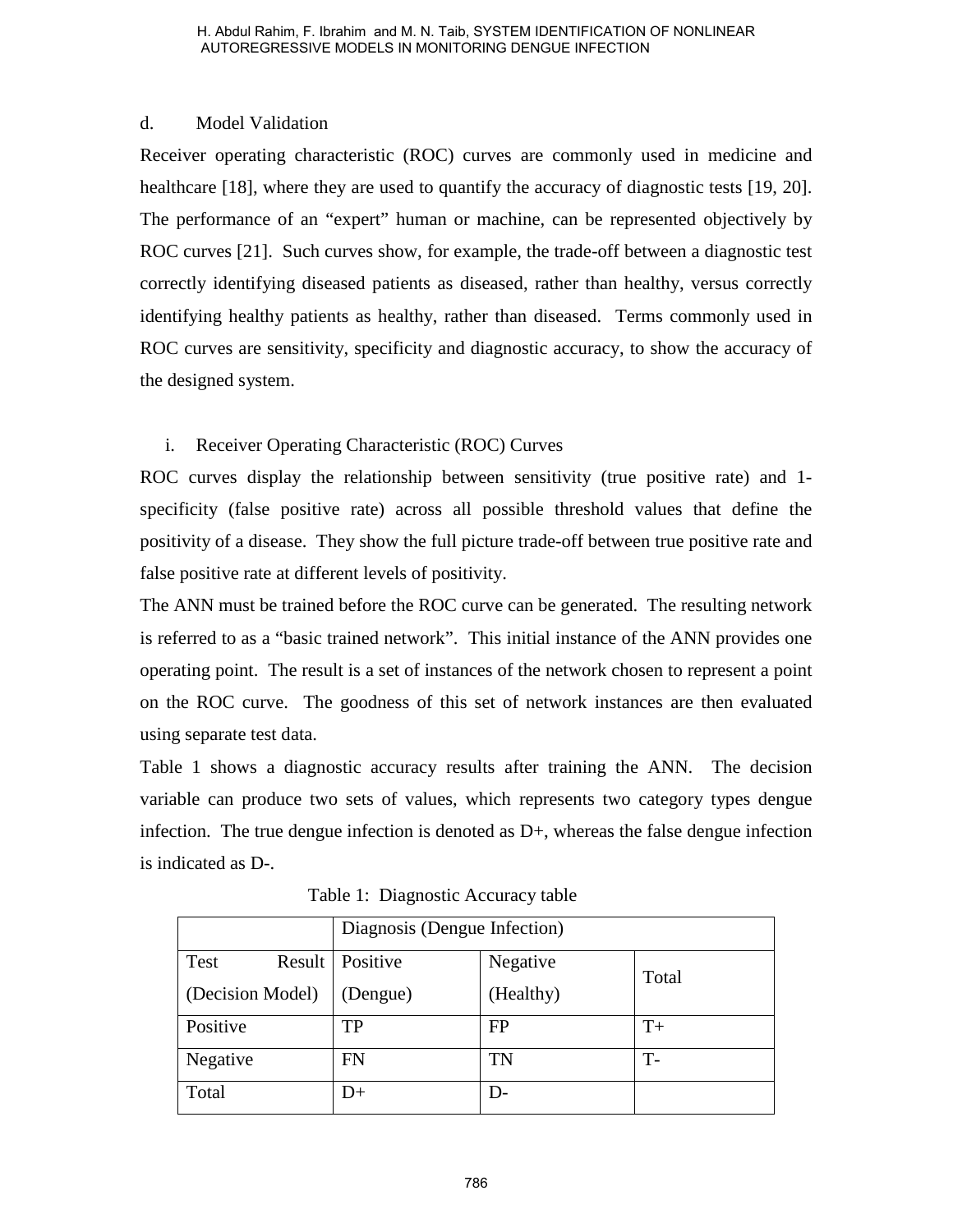### d. Model Validation

Receiver operating characteristic (ROC) curves are commonly used in medicine and healthcare [18], where they are used to quantify the accuracy of diagnostic tests [19, 20]. The performance of an "expert" human or machine, can be represented objectively by ROC curves [21]. Such curves show, for example, the trade-off between a diagnostic test correctly identifying diseased patients as diseased, rather than healthy, versus correctly identifying healthy patients as healthy, rather than diseased. Terms commonly used in ROC curves are sensitivity, specificity and diagnostic accuracy, to show the accuracy of the designed system.

#### i. Receiver Operating Characteristic (ROC) Curves

ROC curves display the relationship between sensitivity (true positive rate) and 1-specificity (false positive rate) across all possible threshold values that define the positivity of a disease. They show the full picture trade-off between true positive rate and false positive rate at different levels of positivity.

The ANN must be trained before the ROC curve can be generated. The resulting network is referred to as a "basic trained network". This initial instance of the ANN provides one operating point. The result is a set of instances of the network chosen to represent a point on the ROC curve. The goodness of this set of network instances are then evaluated using separate test data.

Table 1 shows a diagnostic accuracy results after training the ANN. The decision variable can produce two sets of values, which represents two category types dengue infection. The true dengue infection is denoted as D+, whereas the false dengue infection is indicated as D-.

Table 1: Diagnostic Accuracy table

| | Diagnosis (Dengue Infection) | | |
|---|---|---|---|
| Test Result (Decision Model) | Positive (Dengue) | Negative (Healthy) | Total |
| Positive | TP | FP | T+ |
| Negative | FN | TN | T- |
| Total | D+ | D- | |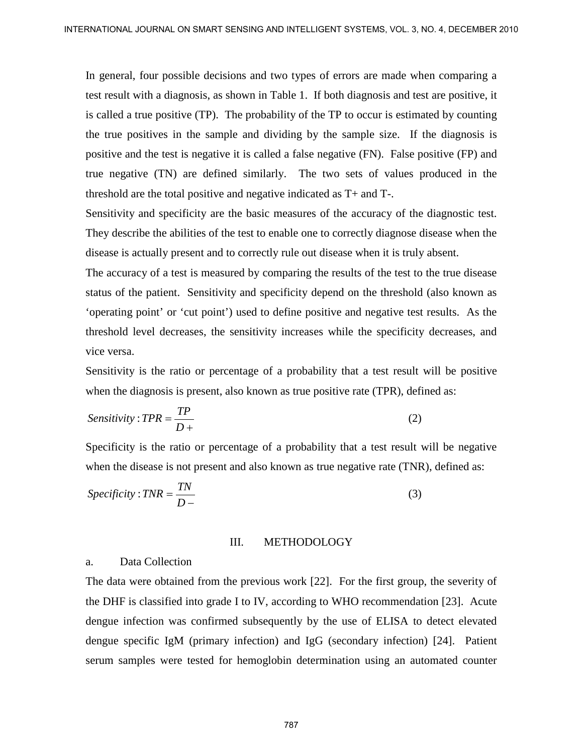In general, four possible decisions and two types of errors are made when comparing a test result with a diagnosis, as shown in Table 1. If both diagnosis and test are positive, it is called a true positive (TP). The probability of the TP to occur is estimated by counting the true positives in the sample and dividing by the sample size. If the diagnosis is positive and the test is negative it is called a false negative (FN). False positive (FP) and true negative (TN) are defined similarly. The two sets of values produced in the threshold are the total positive and negative indicated as T+ and T-.

Sensitivity and specificity are the basic measures of the accuracy of the diagnostic test. They describe the abilities of the test to enable one to correctly diagnose disease when the disease is actually present and to correctly rule out disease when it is truly absent.

The accuracy of a test is measured by comparing the results of the test to the true disease status of the patient. Sensitivity and specificity depend on the threshold (also known as 'operating point' or 'cut point') used to define positive and negative test results. As the threshold level decreases, the sensitivity increases while the specificity decreases, and vice versa.

Sensitivity is the ratio or percentage of a probability that a test result will be positive when the diagnosis is present, also known as true positive rate (TPR), defined as:

$$Sensitivity : TPR = \frac{TP}{D+} \tag{2}$$

Specificity is the ratio or percentage of a probability that a test result will be negative when the disease is not present and also known as true negative rate (TNR), defined as:

$$Specificity : TNR = \frac{TN}{D-} \tag{3}$$

## III. METHODOLOGY

### a. Data Collection

The data were obtained from the previous work [22]. For the first group, the severity of the DHF is classified into grade I to IV, according to WHO recommendation [23]. Acute dengue infection was confirmed subsequently by the use of ELISA to detect elevated dengue specific IgM (primary infection) and IgG (secondary infection) [24]. Patient serum samples were tested for hemoglobin determination using an automated counter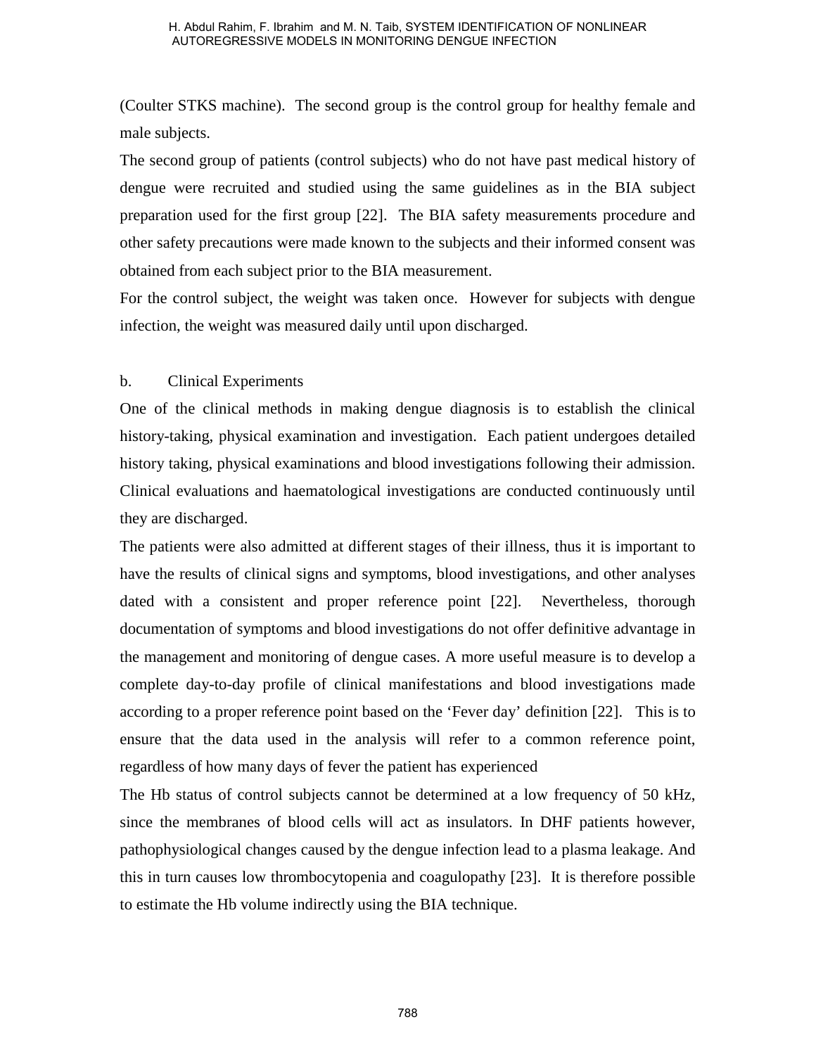(Coulter STKS machine). The second group is the control group for healthy female and male subjects.

The second group of patients (control subjects) who do not have past medical history of dengue were recruited and studied using the same guidelines as in the BIA subject preparation used for the first group [22]. The BIA safety measurements procedure and other safety precautions were made known to the subjects and their informed consent was obtained from each subject prior to the BIA measurement.

For the control subject, the weight was taken once. However for subjects with dengue infection, the weight was measured daily until upon discharged.

b. Clinical Experiments

One of the clinical methods in making dengue diagnosis is to establish the clinical history-taking, physical examination and investigation. Each patient undergoes detailed history taking, physical examinations and blood investigations following their admission. Clinical evaluations and haematological investigations are conducted continuously until they are discharged.

The patients were also admitted at different stages of their illness, thus it is important to have the results of clinical signs and symptoms, blood investigations, and other analyses dated with a consistent and proper reference point [22]. Nevertheless, thorough documentation of symptoms and blood investigations do not offer definitive advantage in the management and monitoring of dengue cases. A more useful measure is to develop a complete day-to-day profile of clinical manifestations and blood investigations made according to a proper reference point based on the 'Fever day' definition [22]. This is to ensure that the data used in the analysis will refer to a common reference point, regardless of how many days of fever the patient has experienced

The Hb status of control subjects cannot be determined at a low frequency of 50 kHz, since the membranes of blood cells will act as insulators. In DHF patients however, pathophysiological changes caused by the dengue infection lead to a plasma leakage. And this in turn causes low thrombocytopenia and coagulopathy [23]. It is therefore possible to estimate the Hb volume indirectly using the BIA technique.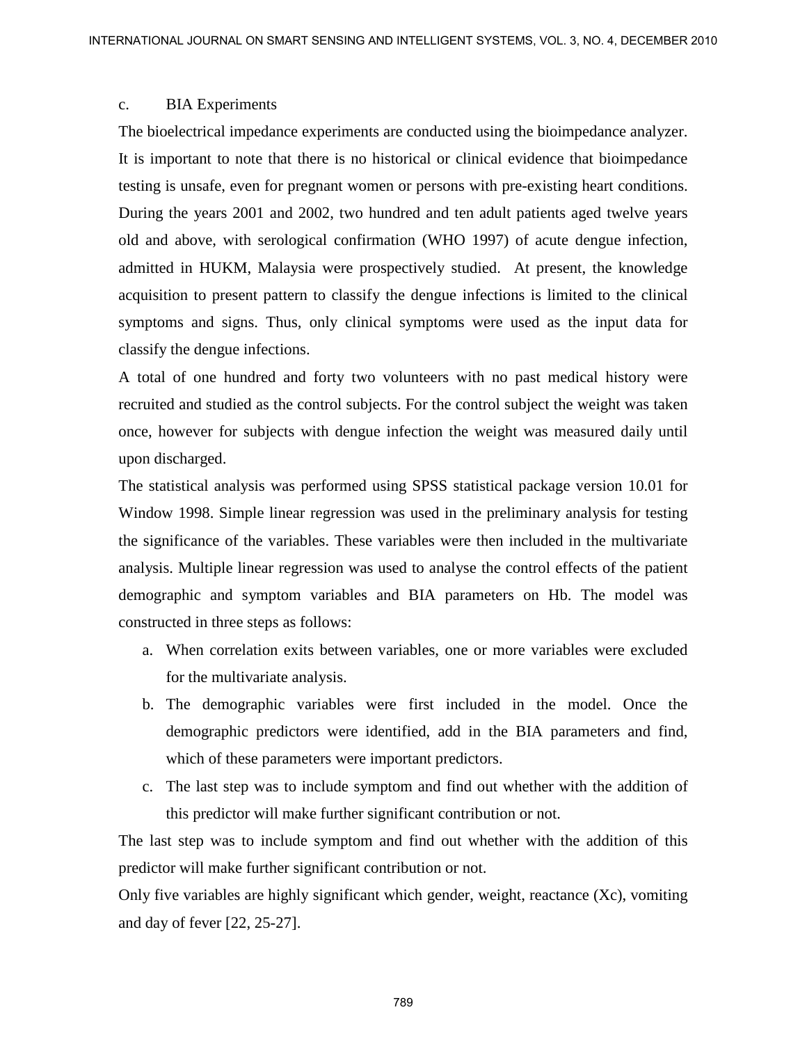c. BIA Experiments

The bioelectrical impedance experiments are conducted using the bioimpedance analyzer. It is important to note that there is no historical or clinical evidence that bioimpedance testing is unsafe, even for pregnant women or persons with pre-existing heart conditions. During the years 2001 and 2002, two hundred and ten adult patients aged twelve years old and above, with serological confirmation (WHO 1997) of acute dengue infection, admitted in HUKM, Malaysia were prospectively studied. At present, the knowledge acquisition to present pattern to classify the dengue infections is limited to the clinical symptoms and signs. Thus, only clinical symptoms were used as the input data for classify the dengue infections.

A total of one hundred and forty two volunteers with no past medical history were recruited and studied as the control subjects. For the control subject the weight was taken once, however for subjects with dengue infection the weight was measured daily until upon discharged.

The statistical analysis was performed using SPSS statistical package version 10.01 for Window 1998. Simple linear regression was used in the preliminary analysis for testing the significance of the variables. These variables were then included in the multivariate analysis. Multiple linear regression was used to analyse the control effects of the patient demographic and symptom variables and BIA parameters on Hb. The model was constructed in three steps as follows:

a. When correlation exits between variables, one or more variables were excluded for the multivariate analysis.
b. The demographic variables were first included in the model. Once the demographic predictors were identified, add in the BIA parameters and find, which of these parameters were important predictors.
c. The last step was to include symptom and find out whether with the addition of this predictor will make further significant contribution or not.

The last step was to include symptom and find out whether with the addition of this predictor will make further significant contribution or not.

Only five variables are highly significant which gender, weight, reactance (Xc), vomiting and day of fever [22, 25-27].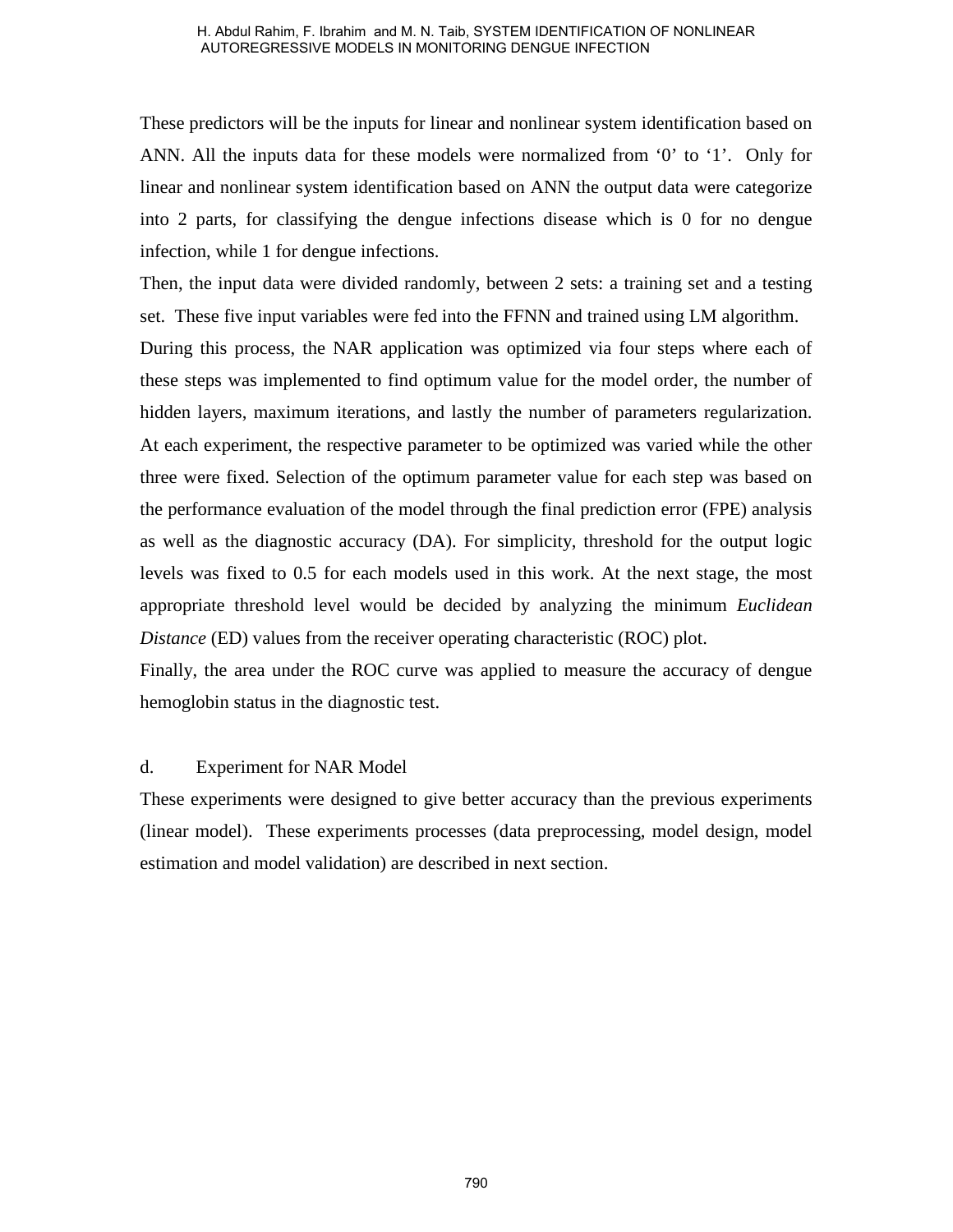These predictors will be the inputs for linear and nonlinear system identification based on ANN. All the inputs data for these models were normalized from ‘0’ to ‘1’. Only for linear and nonlinear system identification based on ANN the output data were categorize into 2 parts, for classifying the dengue infections disease which is 0 for no dengue infection, while 1 for dengue infections.

Then, the input data were divided randomly, between 2 sets: a training set and a testing set. These five input variables were fed into the FFNN and trained using LM algorithm.

During this process, the NAR application was optimized via four steps where each of these steps was implemented to find optimum value for the model order, the number of hidden layers, maximum iterations, and lastly the number of parameters regularization. At each experiment, the respective parameter to be optimized was varied while the other three were fixed. Selection of the optimum parameter value for each step was based on the performance evaluation of the model through the final prediction error (FPE) analysis as well as the diagnostic accuracy (DA). For simplicity, threshold for the output logic levels was fixed to 0.5 for each models used in this work. At the next stage, the most appropriate threshold level would be decided by analyzing the minimum *Euclidean Distance* (ED) values from the receiver operating characteristic (ROC) plot.

Finally, the area under the ROC curve was applied to measure the accuracy of dengue hemoglobin status in the diagnostic test.

d. Experiment for NAR Model

These experiments were designed to give better accuracy than the previous experiments (linear model). These experiments processes (data preprocessing, model design, model estimation and model validation) are described in next section.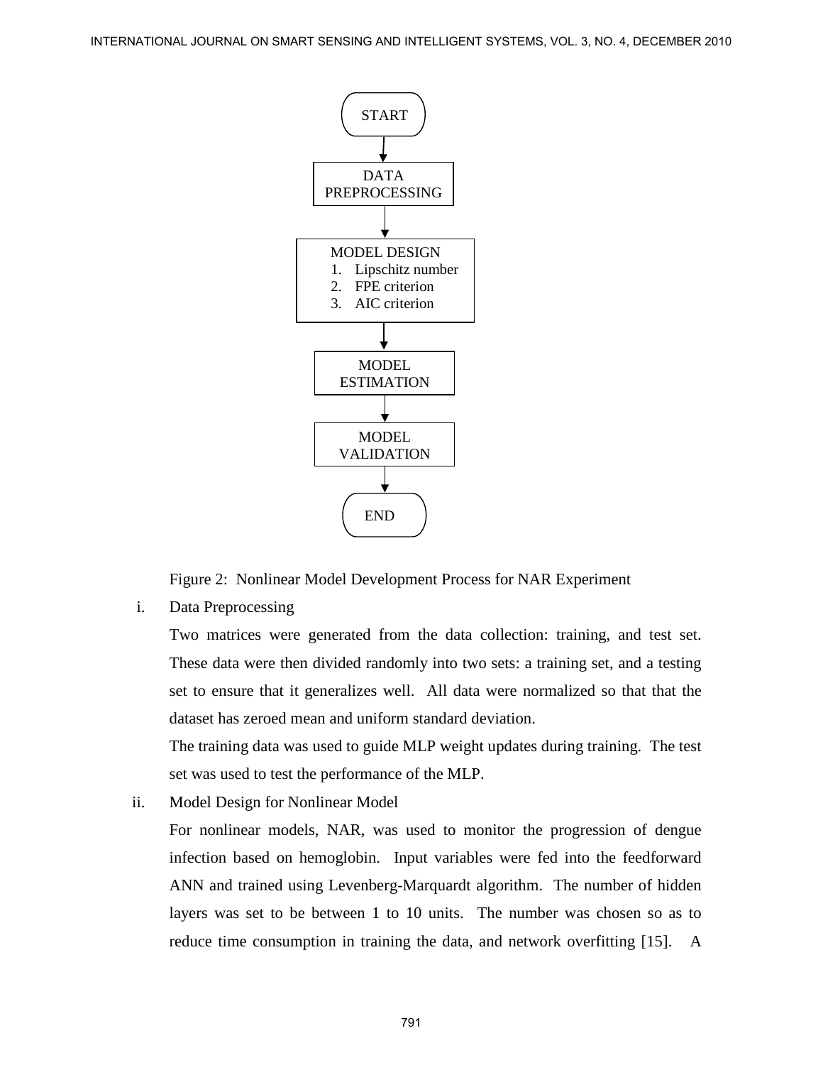START

DATA PREPROCESSING

MODEL DESIGN
1. Lipschitz number
2. FPE criterion
3. AIC criterion

MODEL ESTIMATION

MODEL VALIDATION

END

Figure 2: Nonlinear Model Development Process for NAR Experiment

i. Data Preprocessing

Two matrices were generated from the data collection: training, and test set. These data were then divided randomly into two sets: a training set, and a testing set to ensure that it generalizes well. All data were normalized so that that the dataset has zeroed mean and uniform standard deviation.

The training data was used to guide MLP weight updates during training. The test set was used to test the performance of the MLP.

ii. Model Design for Nonlinear Model

For nonlinear models, NAR, was used to monitor the progression of dengue infection based on hemoglobin. Input variables were fed into the feedforward ANN and trained using Levenberg-Marquardt algorithm. The number of hidden layers was set to be between 1 to 10 units. The number was chosen so as to reduce time consumption in training the data, and network overfitting [15]. A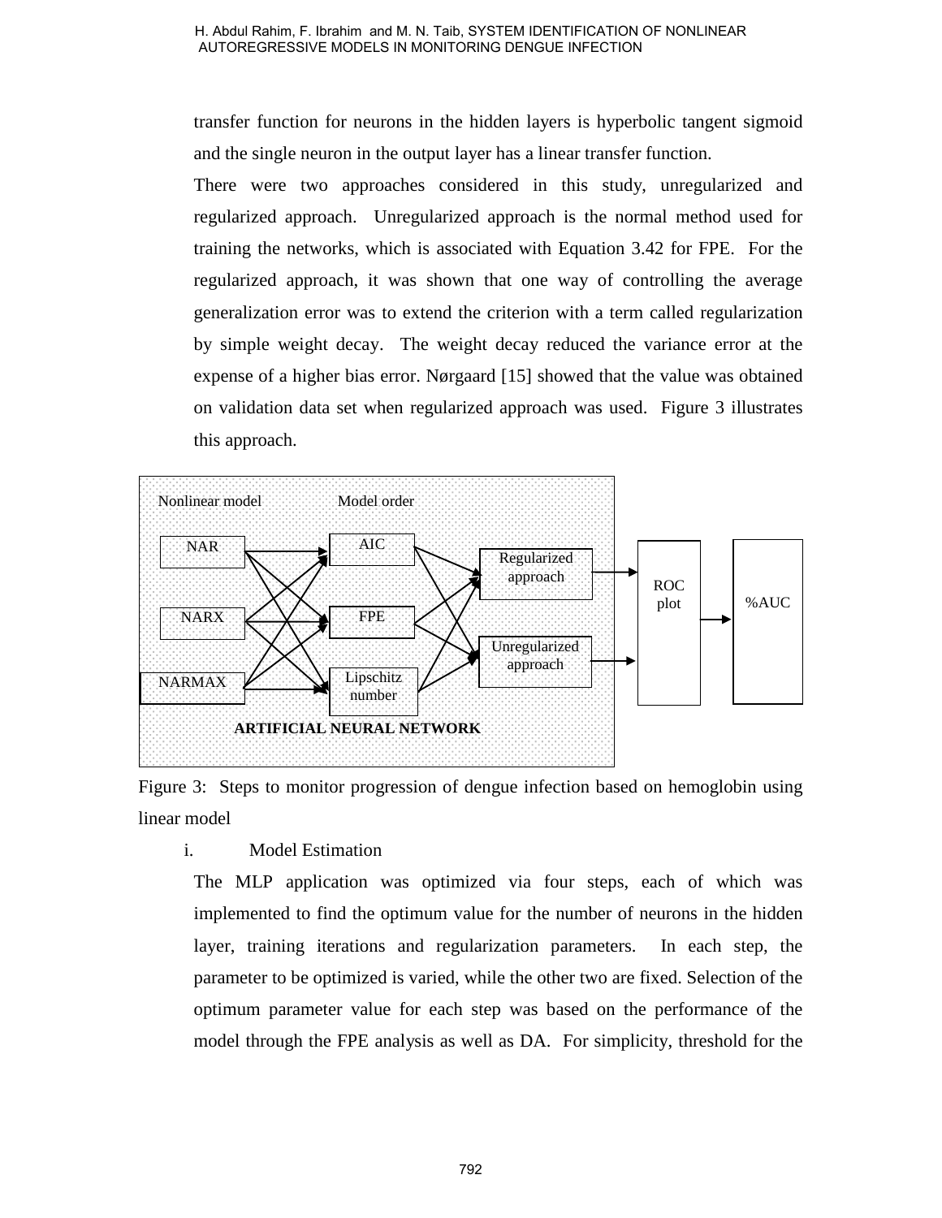transfer function for neurons in the hidden layers is hyperbolic tangent sigmoid and the single neuron in the output layer has a linear transfer function.

There were two approaches considered in this study, unregularized and regularized approach. Unregularized approach is the normal method used for training the networks, which is associated with Equation 3.42 for FPE. For the regularized approach, it was shown that one way of controlling the average generalization error was to extend the criterion with a term called regularization by simple weight decay. The weight decay reduced the variance error at the expense of a higher bias error. Nørgaard [15] showed that the value was obtained on validation data set when regularized approach was used. Figure 3 illustrates this approach.

Nonlinear model | Model order

NAR, NARX, NARMAX → AIC, FPE, Lipschitz number → Regularized approach, Unregularized approach → ROC plot → %AUC

ARTIFICIAL NEURAL NETWORK

Figure 3: Steps to monitor progression of dengue infection based on hemoglobin using linear model

i. Model Estimation

The MLP application was optimized via four steps, each of which was implemented to find the optimum value for the number of neurons in the hidden layer, training iterations and regularization parameters. In each step, the parameter to be optimized is varied, while the other two are fixed. Selection of the optimum parameter value for each step was based on the performance of the model through the FPE analysis as well as DA. For simplicity, threshold for the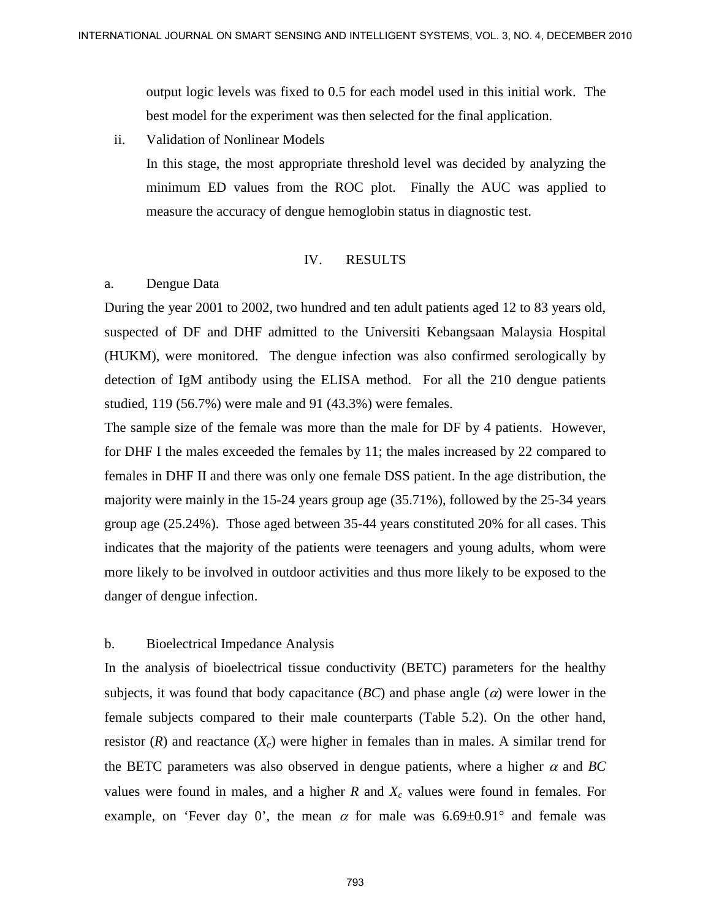output logic levels was fixed to 0.5 for each model used in this initial work. The best model for the experiment was then selected for the final application.

ii. Validation of Nonlinear Models

In this stage, the most appropriate threshold level was decided by analyzing the minimum ED values from the ROC plot. Finally the AUC was applied to measure the accuracy of dengue hemoglobin status in diagnostic test.

## IV. RESULTS

### a. Dengue Data

During the year 2001 to 2002, two hundred and ten adult patients aged 12 to 83 years old, suspected of DF and DHF admitted to the Universiti Kebangsaan Malaysia Hospital (HUKM), were monitored. The dengue infection was also confirmed serologically by detection of IgM antibody using the ELISA method. For all the 210 dengue patients studied, 119 (56.7%) were male and 91 (43.3%) were females.

The sample size of the female was more than the male for DF by 4 patients. However, for DHF I the males exceeded the females by 11; the males increased by 22 compared to females in DHF II and there was only one female DSS patient. In the age distribution, the majority were mainly in the 15-24 years group age (35.71%), followed by the 25-34 years group age (25.24%). Those aged between 35-44 years constituted 20% for all cases. This indicates that the majority of the patients were teenagers and young adults, whom were more likely to be involved in outdoor activities and thus more likely to be exposed to the danger of dengue infection.

### b. Bioelectrical Impedance Analysis

In the analysis of bioelectrical tissue conductivity (BETC) parameters for the healthy subjects, it was found that body capacitance (*BC*) and phase angle ($\alpha$) were lower in the female subjects compared to their male counterparts (Table 5.2). On the other hand, resistor ($R$) and reactance ($X_c$) were higher in females than in males. A similar trend for the BETC parameters was also observed in dengue patients, where a higher $\alpha$ and *BC* values were found in males, and a higher $R$ and $X_c$ values were found in females. For example, on 'Fever day 0', the mean $\alpha$ for male was $6.69\pm0.91°$ and female was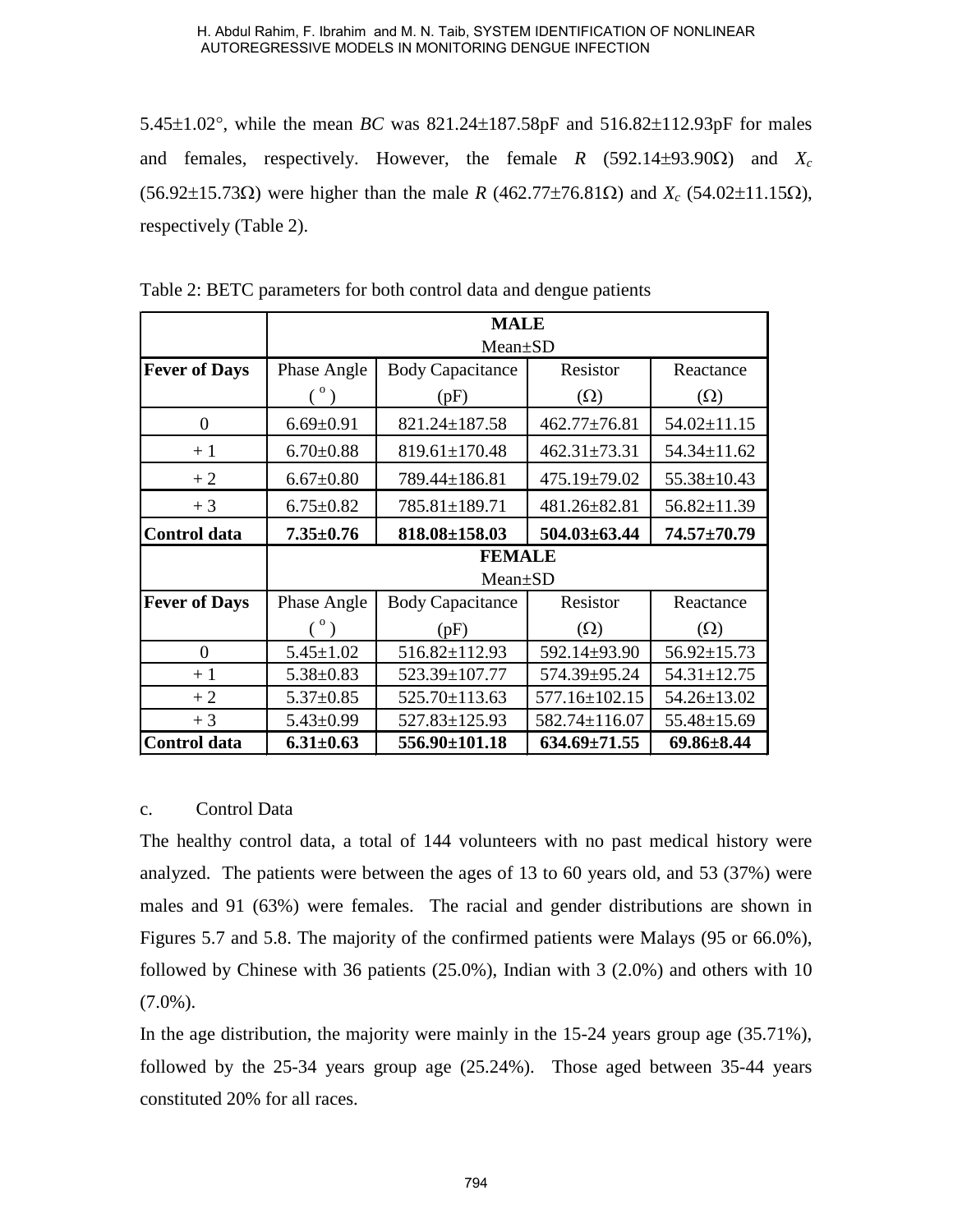5.45±1.02°, while the mean *BC* was 821.24±187.58pF and 516.82±112.93pF for males and females, respectively. However, the female *R* (592.14±93.90Ω) and $X_c$ (56.92±15.73Ω) were higher than the male *R* (462.77±76.81Ω) and $X_c$ (54.02±11.15Ω), respectively (Table 2).

Table 2: BETC parameters for both control data and dengue patients

| | **MALE** Mean±SD | | | |
|---|---|---|---|---|
| **Fever of Days** | Phase Angle (°) | Body Capacitance (pF) | Resistor (Ω) | Reactance (Ω) |
| 0 | 6.69±0.91 | 821.24±187.58 | 462.77±76.81 | 54.02±11.15 |
| + 1 | 6.70±0.88 | 819.61±170.48 | 462.31±73.31 | 54.34±11.62 |
| + 2 | 6.67±0.80 | 789.44±186.81 | 475.19±79.02 | 55.38±10.43 |
| + 3 | 6.75±0.82 | 785.81±189.71 | 481.26±82.81 | 56.82±11.39 |
| **Control data** | **7.35±0.76** | **818.08±158.03** | **504.03±63.44** | **74.57±70.79** |
| | **FEMALE** Mean±SD | | | |
| **Fever of Days** | Phase Angle (°) | Body Capacitance (pF) | Resistor (Ω) | Reactance (Ω) |
| 0 | 5.45±1.02 | 516.82±112.93 | 592.14±93.90 | 56.92±15.73 |
| + 1 | 5.38±0.83 | 523.39±107.77 | 574.39±95.24 | 54.31±12.75 |
| + 2 | 5.37±0.85 | 525.70±113.63 | 577.16±102.15 | 54.26±13.02 |
| + 3 | 5.43±0.99 | 527.83±125.93 | 582.74±116.07 | 55.48±15.69 |
| **Control data** | **6.31±0.63** | **556.90±101.18** | **634.69±71.55** | **69.86±8.44** |

c. Control Data

The healthy control data, a total of 144 volunteers with no past medical history were analyzed. The patients were between the ages of 13 to 60 years old, and 53 (37%) were males and 91 (63%) were females. The racial and gender distributions are shown in Figures 5.7 and 5.8. The majority of the confirmed patients were Malays (95 or 66.0%), followed by Chinese with 36 patients (25.0%), Indian with 3 (2.0%) and others with 10 (7.0%).

In the age distribution, the majority were mainly in the 15-24 years group age (35.71%), followed by the 25-34 years group age (25.24%). Those aged between 35-44 years constituted 20% for all races.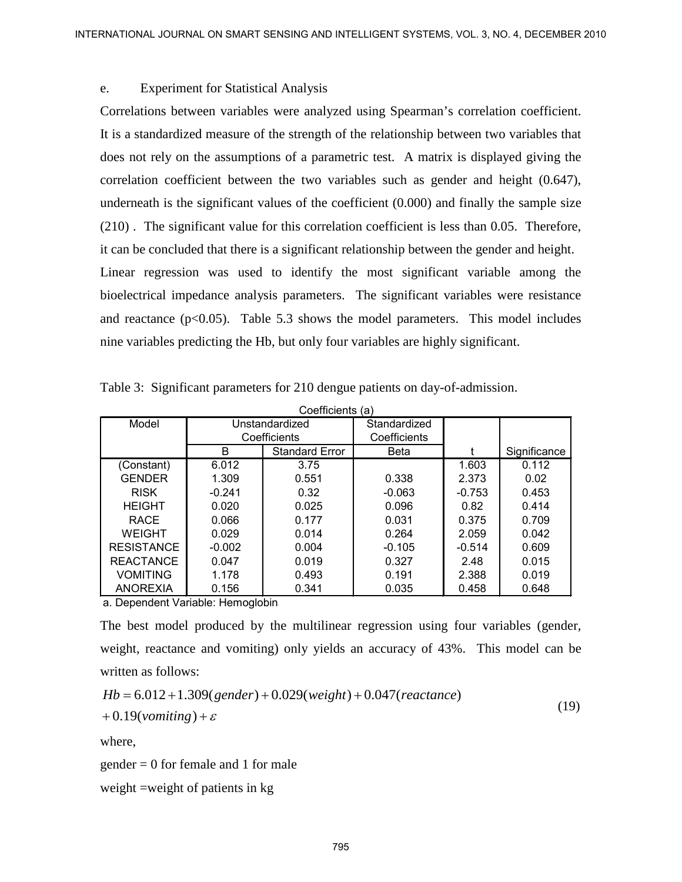e. Experiment for Statistical Analysis

Correlations between variables were analyzed using Spearman's correlation coefficient. It is a standardized measure of the strength of the relationship between two variables that does not rely on the assumptions of a parametric test. A matrix is displayed giving the correlation coefficient between the two variables such as gender and height (0.647), underneath is the significant values of the coefficient (0.000) and finally the sample size (210) . The significant value for this correlation coefficient is less than 0.05. Therefore, it can be concluded that there is a significant relationship between the gender and height.

Linear regression was used to identify the most significant variable among the bioelectrical impedance analysis parameters. The significant variables were resistance and reactance ($p<0.05$). Table 5.3 shows the model parameters. This model includes nine variables predicting the Hb, but only four variables are highly significant.

Table 3: Significant parameters for 210 dengue patients on day-of-admission.

Coefficients (a)

| Model | Unstandardized Coefficients | | Standardized Coefficients | | |
|---|---|---|---|---|---|
| | B | Standard Error | Beta | t | Significance |
| (Constant) | 6.012 | 3.75 | | 1.603 | 0.112 |
| GENDER | 1.309 | 0.551 | 0.338 | 2.373 | 0.02 |
| RISK | -0.241 | 0.32 | -0.063 | -0.753 | 0.453 |
| HEIGHT | 0.020 | 0.025 | 0.096 | 0.82 | 0.414 |
| RACE | 0.066 | 0.177 | 0.031 | 0.375 | 0.709 |
| WEIGHT | 0.029 | 0.014 | 0.264 | 2.059 | 0.042 |
| RESISTANCE | -0.002 | 0.004 | -0.105 | -0.514 | 0.609 |
| REACTANCE | 0.047 | 0.019 | 0.327 | 2.48 | 0.015 |
| VOMITING | 1.178 | 0.493 | 0.191 | 2.388 | 0.019 |
| ANOREXIA | 0.156 | 0.341 | 0.035 | 0.458 | 0.648 |

a. Dependent Variable: Hemoglobin

The best model produced by the multilinear regression using four variables (gender, weight, reactance and vomiting) only yields an accuracy of 43%. This model can be written as follows:

$$Hb = 6.012 + 1.309(gender) + 0.029(weight) + 0.047(reactance) + 0.19(vomiting) + \varepsilon \tag{19}$$

where,

gender = 0 for female and 1 for male

weight =weight of patients in kg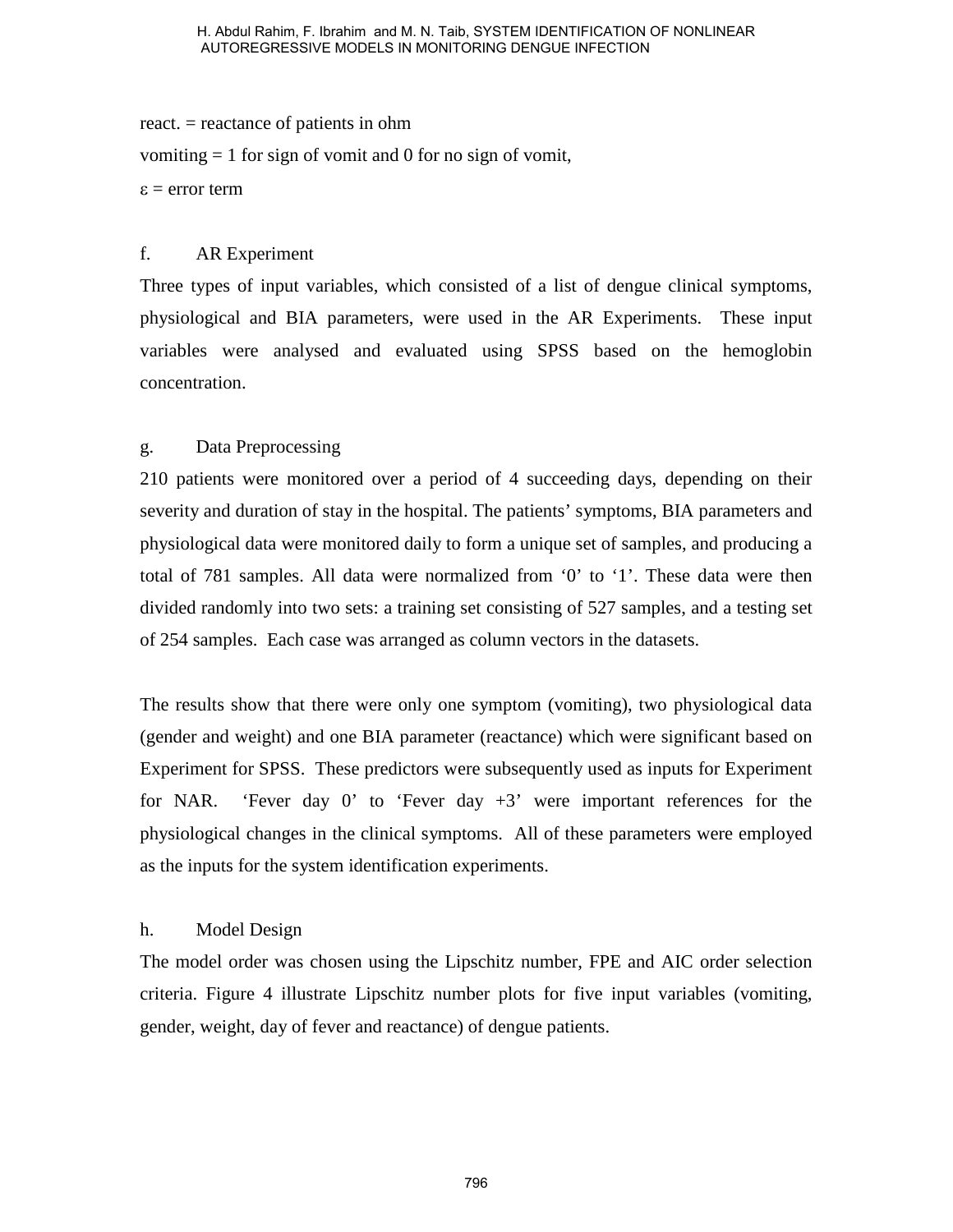react. = reactance of patients in ohm

vomiting = 1 for sign of vomit and 0 for no sign of vomit,

$\varepsilon$ = error term

### f. AR Experiment

Three types of input variables, which consisted of a list of dengue clinical symptoms, physiological and BIA parameters, were used in the AR Experiments. These input variables were analysed and evaluated using SPSS based on the hemoglobin concentration.

### g. Data Preprocessing

210 patients were monitored over a period of 4 succeeding days, depending on their severity and duration of stay in the hospital. The patients' symptoms, BIA parameters and physiological data were monitored daily to form a unique set of samples, and producing a total of 781 samples. All data were normalized from '0' to '1'. These data were then divided randomly into two sets: a training set consisting of 527 samples, and a testing set of 254 samples. Each case was arranged as column vectors in the datasets.

The results show that there were only one symptom (vomiting), two physiological data (gender and weight) and one BIA parameter (reactance) which were significant based on Experiment for SPSS. These predictors were subsequently used as inputs for Experiment for NAR. 'Fever day 0' to 'Fever day +3' were important references for the physiological changes in the clinical symptoms. All of these parameters were employed as the inputs for the system identification experiments.

### h. Model Design

The model order was chosen using the Lipschitz number, FPE and AIC order selection criteria. Figure 4 illustrate Lipschitz number plots for five input variables (vomiting, gender, weight, day of fever and reactance) of dengue patients.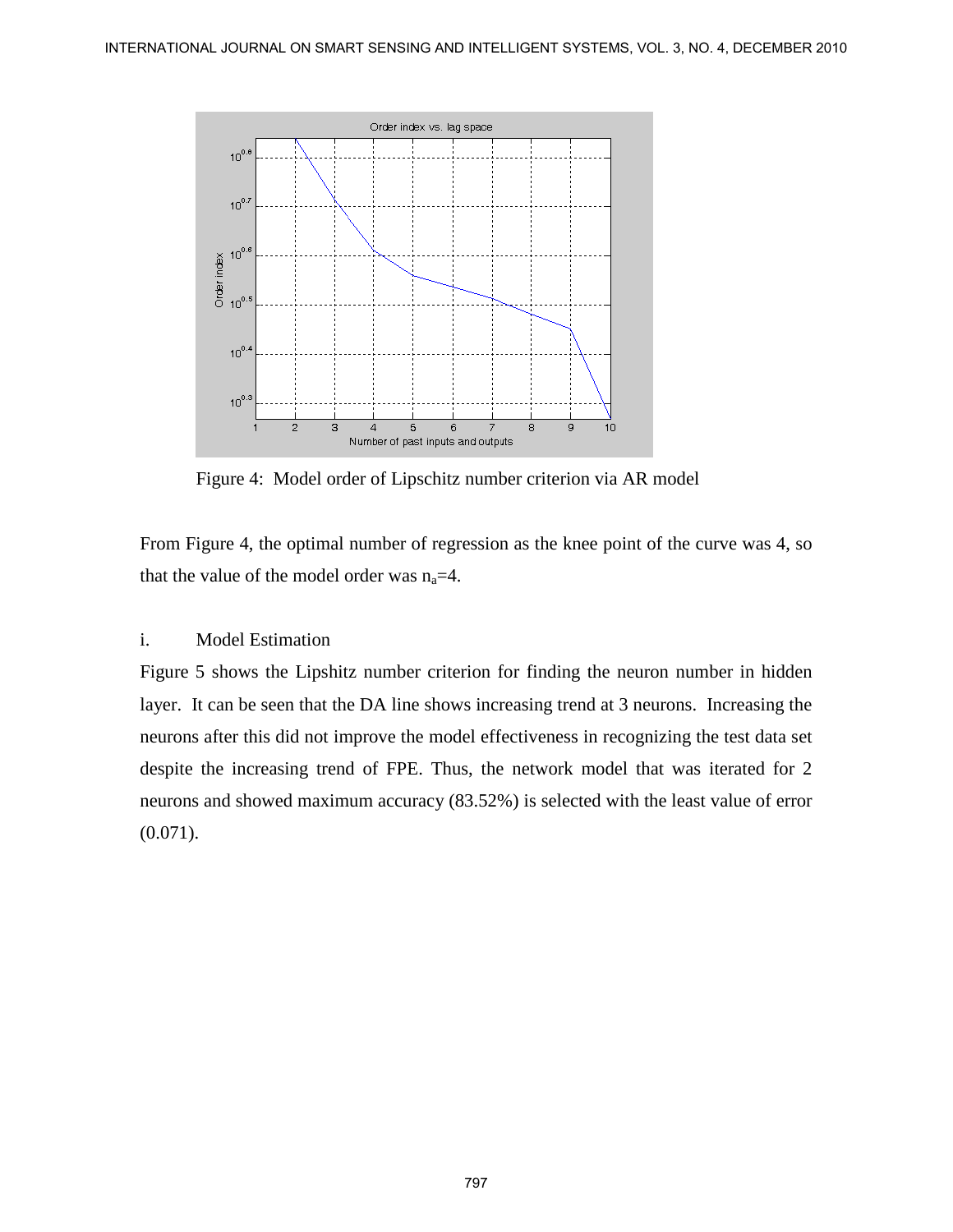Figure 4: Model order of Lipschitz number criterion via AR model

From Figure 4, the optimal number of regression as the knee point of the curve was 4, so that the value of the model order was $n_a=4$.

i. Model Estimation

Figure 5 shows the Lipshitz number criterion for finding the neuron number in hidden layer. It can be seen that the DA line shows increasing trend at 3 neurons. Increasing the neurons after this did not improve the model effectiveness in recognizing the test data set despite the increasing trend of FPE. Thus, the network model that was iterated for 2 neurons and showed maximum accuracy (83.52%) is selected with the least value of error (0.071).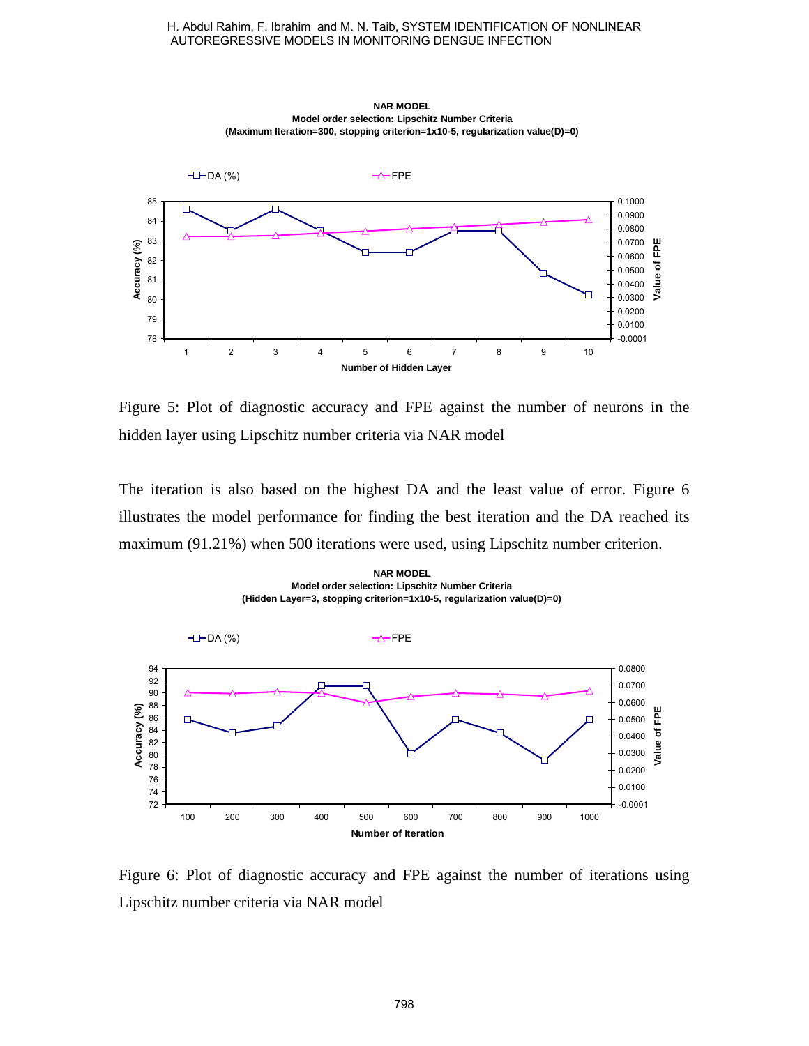Figure 5: Plot of diagnostic accuracy and FPE against the number of neurons in the hidden layer using Lipschitz number criteria via NAR model

The iteration is also based on the highest DA and the least value of error. Figure 6 illustrates the model performance for finding the best iteration and the DA reached its maximum (91.21%) when 500 iterations were used, using Lipschitz number criterion.

Figure 6: Plot of diagnostic accuracy and FPE against the number of iterations using Lipschitz number criteria via NAR model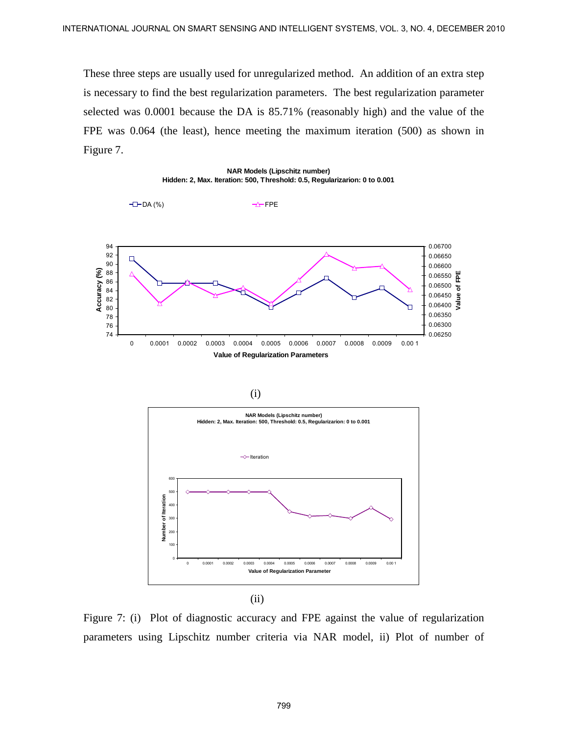These three steps are usually used for unregularized method. An addition of an extra step is necessary to find the best regularization parameters. The best regularization parameter selected was 0.0001 because the DA is 85.71% (reasonably high) and the value of the FPE was 0.064 (the least), hence meeting the maximum iteration (500) as shown in Figure 7.

(i)

(ii)

Figure 7: (i) Plot of diagnostic accuracy and FPE against the value of regularization parameters using Lipschitz number criteria via NAR model, ii) Plot of number of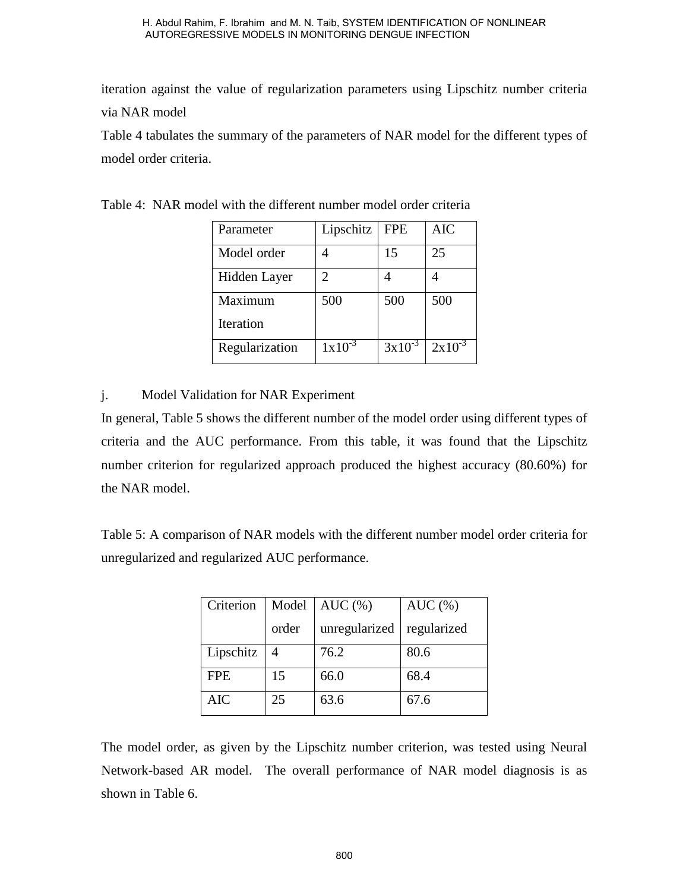iteration against the value of regularization parameters using Lipschitz number criteria via NAR model

Table 4 tabulates the summary of the parameters of NAR model for the different types of model order criteria.

Table 4: NAR model with the different number model order criteria

| Parameter | Lipschitz | FPE | AIC |
|---|---|---|---|
| Model order | 4 | 15 | 25 |
| Hidden Layer | 2 | 4 | 4 |
| Maximum Iteration | 500 | 500 | 500 |
| Regularization | $1x10^{-3}$ | $3x10^{-3}$ | $2x10^{-3}$ |

j. Model Validation for NAR Experiment

In general, Table 5 shows the different number of the model order using different types of criteria and the AUC performance. From this table, it was found that the Lipschitz number criterion for regularized approach produced the highest accuracy (80.60%) for the NAR model.

Table 5: A comparison of NAR models with the different number model order criteria for unregularized and regularized AUC performance.

| Criterion | Model order | AUC (%) unregularized | AUC (%) regularized |
|---|---|---|---|
| Lipschitz | 4 | 76.2 | 80.6 |
| FPE | 15 | 66.0 | 68.4 |
| AIC | 25 | 63.6 | 67.6 |

The model order, as given by the Lipschitz number criterion, was tested using Neural Network-based AR model. The overall performance of NAR model diagnosis is as shown in Table 6.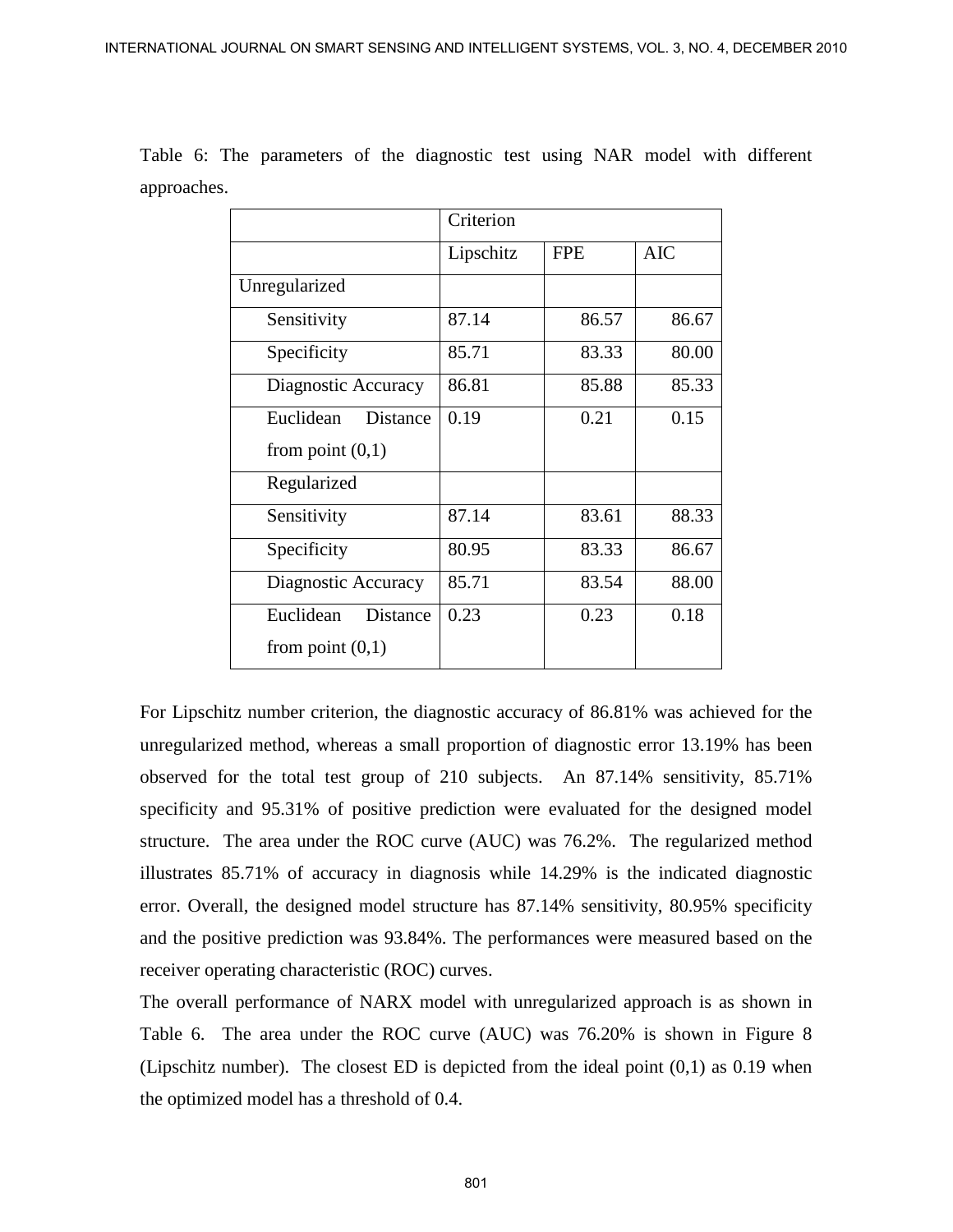Table 6: The parameters of the diagnostic test using NAR model with different approaches.

| | Criterion | | |
|---|---|---|---|
| | Lipschitz | FPE | AIC |
| Unregularized | | | |
| Sensitivity | 87.14 | 86.57 | 86.67 |
| Specificity | 85.71 | 83.33 | 80.00 |
| Diagnostic Accuracy | 86.81 | 85.88 | 85.33 |
| Euclidean Distance from point (0,1) | 0.19 | 0.21 | 0.15 |
| Regularized | | | |
| Sensitivity | 87.14 | 83.61 | 88.33 |
| Specificity | 80.95 | 83.33 | 86.67 |
| Diagnostic Accuracy | 85.71 | 83.54 | 88.00 |
| Euclidean Distance from point (0,1) | 0.23 | 0.23 | 0.18 |

For Lipschitz number criterion, the diagnostic accuracy of 86.81% was achieved for the unregularized method, whereas a small proportion of diagnostic error 13.19% has been observed for the total test group of 210 subjects. An 87.14% sensitivity, 85.71% specificity and 95.31% of positive prediction were evaluated for the designed model structure. The area under the ROC curve (AUC) was 76.2%. The regularized method illustrates 85.71% of accuracy in diagnosis while 14.29% is the indicated diagnostic error. Overall, the designed model structure has 87.14% sensitivity, 80.95% specificity and the positive prediction was 93.84%. The performances were measured based on the receiver operating characteristic (ROC) curves.

The overall performance of NARX model with unregularized approach is as shown in Table 6. The area under the ROC curve (AUC) was 76.20% is shown in Figure 8 (Lipschitz number). The closest ED is depicted from the ideal point (0,1) as 0.19 when the optimized model has a threshold of 0.4.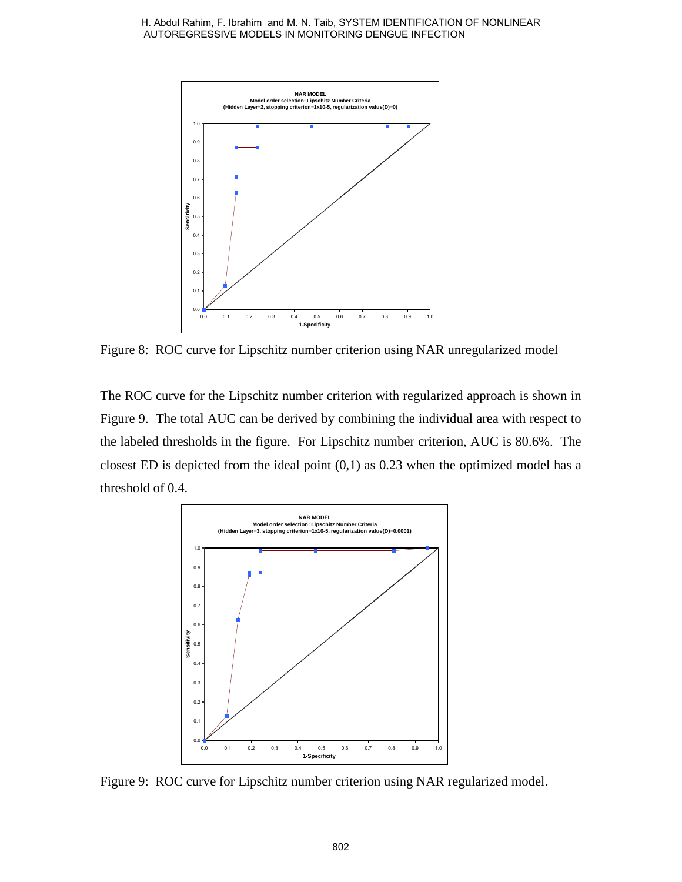Figure 8: ROC curve for Lipschitz number criterion using NAR unregularized model

The ROC curve for the Lipschitz number criterion with regularized approach is shown in Figure 9. The total AUC can be derived by combining the individual area with respect to the labeled thresholds in the figure. For Lipschitz number criterion, AUC is 80.6%. The closest ED is depicted from the ideal point (0,1) as 0.23 when the optimized model has a threshold of 0.4.

Figure 9: ROC curve for Lipschitz number criterion using NAR regularized model.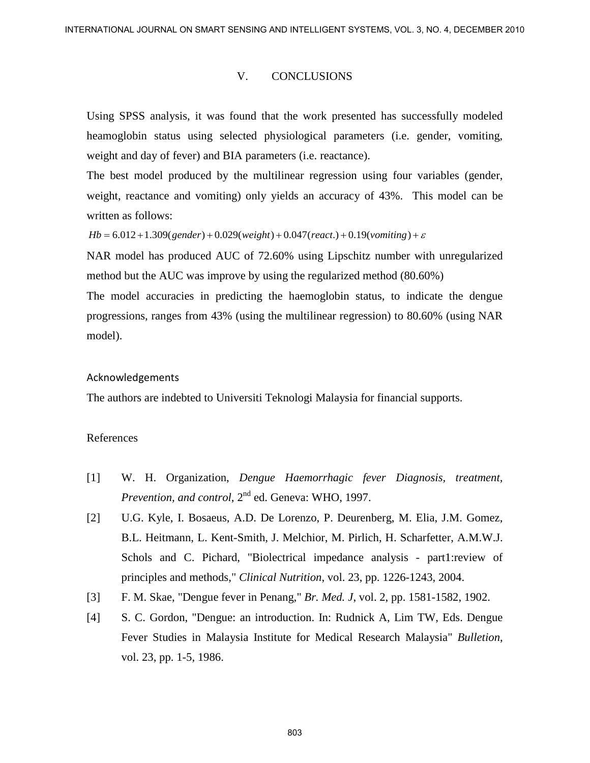## V. CONCLUSIONS

Using SPSS analysis, it was found that the work presented has successfully modeled heamoglobin status using selected physiological parameters (i.e. gender, vomiting, weight and day of fever) and BIA parameters (i.e. reactance).

The best model produced by the multilinear regression using four variables (gender, weight, reactance and vomiting) only yields an accuracy of 43%. This model can be written as follows:

$$Hb = 6.012 + 1.309(gender) + 0.029(weight) + 0.047(react.) + 0.19(vomiting) + \varepsilon$$

NAR model has produced AUC of 72.60% using Lipschitz number with unregularized method but the AUC was improve by using the regularized method (80.60%)

The model accuracies in predicting the haemoglobin status, to indicate the dengue progressions, ranges from 43% (using the multilinear regression) to 80.60% (using NAR model).

### Acknowledgements

The authors are indebted to Universiti Teknologi Malaysia for financial supports.

### References

[1] W. H. Organization, *Dengue Haemorrhagic fever Diagnosis, treatment, Prevention, and control*, 2nd ed. Geneva: WHO, 1997.

[2] U.G. Kyle, I. Bosaeus, A.D. De Lorenzo, P. Deurenberg, M. Elia, J.M. Gomez, B.L. Heitmann, L. Kent-Smith, J. Melchior, M. Pirlich, H. Scharfetter, A.M.W.J. Schols and C. Pichard, "Biolectrical impedance analysis - part1:review of principles and methods," *Clinical Nutrition*, vol. 23, pp. 1226-1243, 2004.

[3] F. M. Skae, "Dengue fever in Penang," *Br. Med. J*, vol. 2, pp. 1581-1582, 1902.

[4] S. C. Gordon, "Dengue: an introduction. In: Rudnick A, Lim TW, Eds. Dengue Fever Studies in Malaysia Institute for Medical Research Malaysia" *Bulletion*, vol. 23, pp. 1-5, 1986.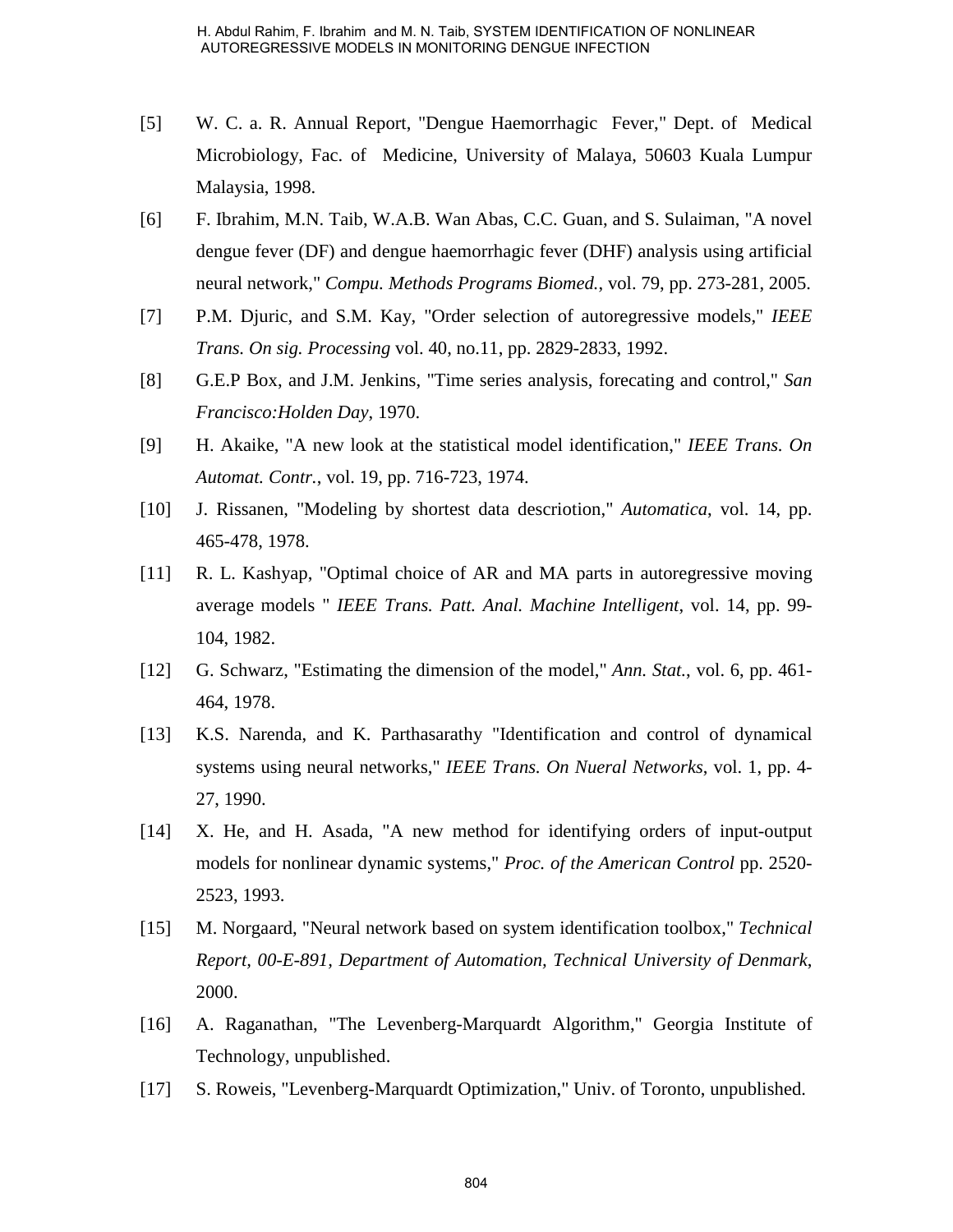[5] W. C. a. R. Annual Report, "Dengue Haemorrhagic Fever," Dept. of Medical Microbiology, Fac. of Medicine, University of Malaya, 50603 Kuala Lumpur Malaysia, 1998.

[6] F. Ibrahim, M.N. Taib, W.A.B. Wan Abas, C.C. Guan, and S. Sulaiman, "A novel dengue fever (DF) and dengue haemorrhagic fever (DHF) analysis using artificial neural network," *Compu. Methods Programs Biomed.*, vol. 79, pp. 273-281, 2005.

[7] P.M. Djuric, and S.M. Kay, "Order selection of autoregressive models," *IEEE Trans. On sig. Processing* vol. 40, no.11, pp. 2829-2833, 1992.

[8] G.E.P Box, and J.M. Jenkins, "Time series analysis, forecating and control," *San Francisco:Holden Day*, 1970.

[9] H. Akaike, "A new look at the statistical model identification," *IEEE Trans. On Automat. Contr.*, vol. 19, pp. 716-723, 1974.

[10] J. Rissanen, "Modeling by shortest data descriotion," *Automatica*, vol. 14, pp. 465-478, 1978.

[11] R. L. Kashyap, "Optimal choice of AR and MA parts in autoregressive moving average models " *IEEE Trans. Patt. Anal. Machine Intelligent*, vol. 14, pp. 99-104, 1982.

[12] G. Schwarz, "Estimating the dimension of the model," *Ann. Stat.*, vol. 6, pp. 461-464, 1978.

[13] K.S. Narenda, and K. Parthasarathy "Identification and control of dynamical systems using neural networks," *IEEE Trans. On Nueral Networks*, vol. 1, pp. 4-27, 1990.

[14] X. He, and H. Asada, "A new method for identifying orders of input-output models for nonlinear dynamic systems," *Proc. of the American Control* pp. 2520-2523, 1993.

[15] M. Norgaard, "Neural network based on system identification toolbox," *Technical Report, 00-E-891, Department of Automation, Technical University of Denmark*, 2000.

[16] A. Raganathan, "The Levenberg-Marquardt Algorithm," Georgia Institute of Technology, unpublished.

[17] S. Roweis, "Levenberg-Marquardt Optimization," Univ. of Toronto, unpublished.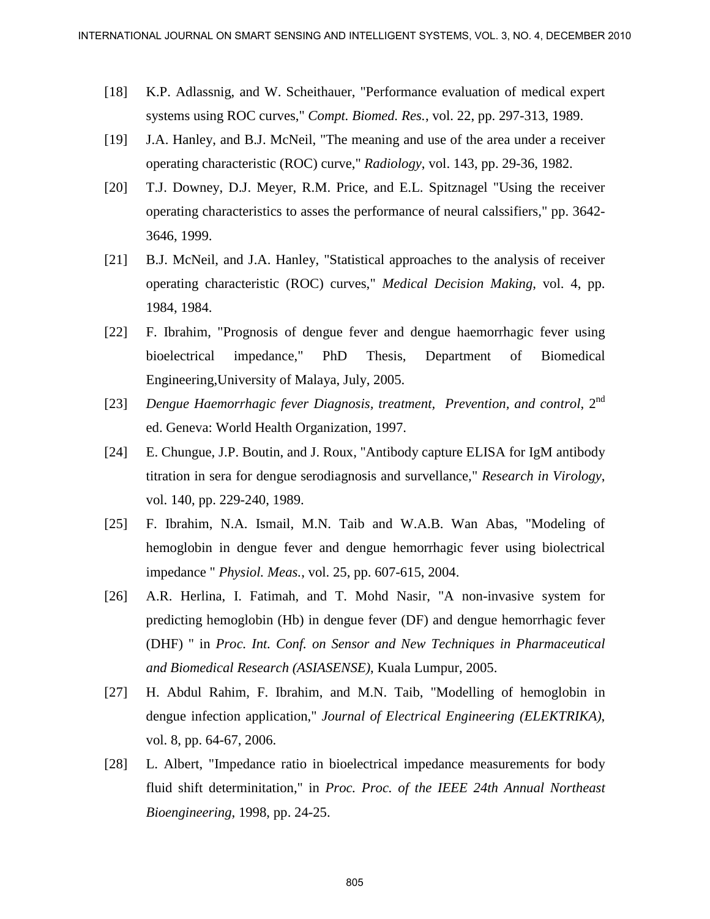[18] K.P. Adlassnig, and W. Scheithauer, "Performance evaluation of medical expert systems using ROC curves," *Compt. Biomed. Res.*, vol. 22, pp. 297-313, 1989.

[19] J.A. Hanley, and B.J. McNeil, "The meaning and use of the area under a receiver operating characteristic (ROC) curve," *Radiology*, vol. 143, pp. 29-36, 1982.

[20] T.J. Downey, D.J. Meyer, R.M. Price, and E.L. Spitznagel "Using the receiver operating characteristics to asses the performance of neural calssifiers," pp. 3642-3646, 1999.

[21] B.J. McNeil, and J.A. Hanley, "Statistical approaches to the analysis of receiver operating characteristic (ROC) curves," *Medical Decision Making*, vol. 4, pp. 1984, 1984.

[22] F. Ibrahim, "Prognosis of dengue fever and dengue haemorrhagic fever using bioelectrical impedance," PhD Thesis, Department of Biomedical Engineering,University of Malaya, July, 2005.

[23] *Dengue Haemorrhagic fever Diagnosis, treatment, Prevention, and control*, 2nd ed. Geneva: World Health Organization, 1997.

[24] E. Chungue, J.P. Boutin, and J. Roux, "Antibody capture ELISA for IgM antibody titration in sera for dengue serodiagnosis and survellance," *Research in Virology*, vol. 140, pp. 229-240, 1989.

[25] F. Ibrahim, N.A. Ismail, M.N. Taib and W.A.B. Wan Abas, "Modeling of hemoglobin in dengue fever and dengue hemorrhagic fever using biolectrical impedance " *Physiol. Meas.*, vol. 25, pp. 607-615, 2004.

[26] A.R. Herlina, I. Fatimah, and T. Mohd Nasir, "A non-invasive system for predicting hemoglobin (Hb) in dengue fever (DF) and dengue hemorrhagic fever (DHF) " in *Proc. Int. Conf. on Sensor and New Techniques in Pharmaceutical and Biomedical Research (ASIASENSE)*, Kuala Lumpur, 2005.

[27] H. Abdul Rahim, F. Ibrahim, and M.N. Taib, "Modelling of hemoglobin in dengue infection application," *Journal of Electrical Engineering (ELEKTRIKA)*, vol. 8, pp. 64-67, 2006.

[28] L. Albert, "Impedance ratio in bioelectrical impedance measurements for body fluid shift determinitation," in *Proc. Proc. of the IEEE 24th Annual Northeast Bioengineering*, 1998, pp. 24-25.